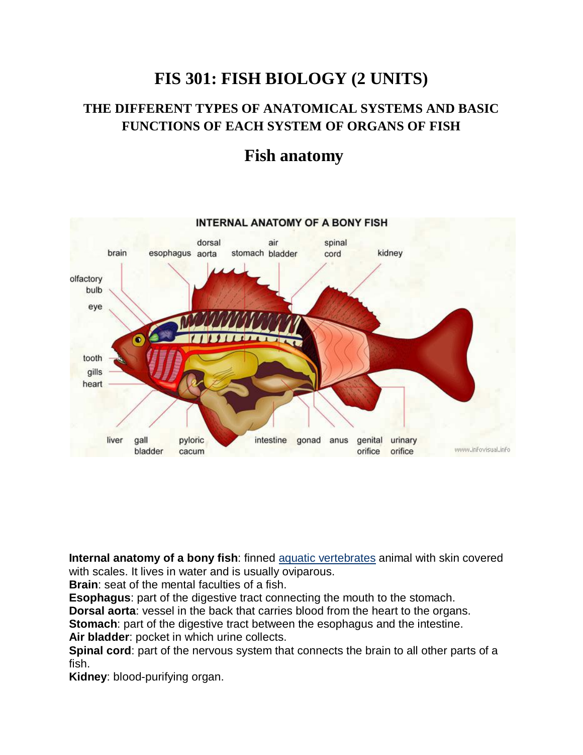# FIS 301: FISH BIOLOGY (2 UNITS)

## THE DIFFERENT TYPES OF ANATOMICAL SYSTEMS AND BASIC FUNCTIONS OF EACH SYSTEM OF ORGANS OF FISH

## Fish anatomy

**Internal anatomy of a bony fish**: finned aquatic vertebrates animal with skin covered with scales. It lives in water and is usually oviparous.
**Brain**: seat of the mental faculties of a fish.
**Esophagus**: part of the digestive tract connecting the mouth to the stomach.
**Dorsal aorta**: vessel in the back that carries blood from the heart to the organs.
**Stomach**: part of the digestive tract between the esophagus and the intestine.
**Air bladder**: pocket in which urine collects.
**Spinal cord**: part of the nervous system that connects the brain to all other parts of a fish.
**Kidney**: blood-purifying organ.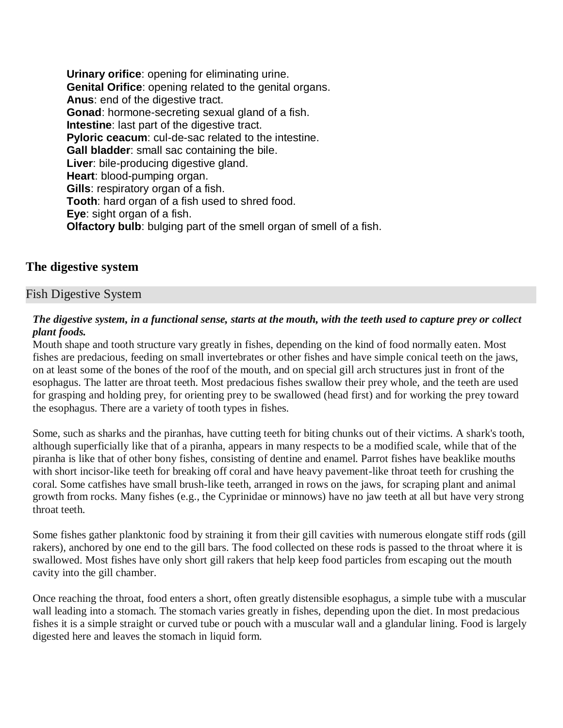**Urinary orifice**: opening for eliminating urine.
**Genital Orifice**: opening related to the genital organs.
**Anus**: end of the digestive tract.
**Gonad**: hormone-secreting sexual gland of a fish.
**Intestine**: last part of the digestive tract.
**Pyloric ceacum**: cul-de-sac related to the intestine.
**Gall bladder**: small sac containing the bile.
**Liver**: bile-producing digestive gland.
**Heart**: blood-pumping organ.
**Gills**: respiratory organ of a fish.
**Tooth**: hard organ of a fish used to shred food.
**Eye**: sight organ of a fish.
**Olfactory bulb**: bulging part of the smell organ of smell of a fish.

## The digestive system

### Fish Digestive System

***The digestive system, in a functional sense, starts at the mouth, with the teeth used to capture prey or collect plant foods.***

Mouth shape and tooth structure vary greatly in fishes, depending on the kind of food normally eaten. Most fishes are predacious, feeding on small invertebrates or other fishes and have simple conical teeth on the jaws, on at least some of the bones of the roof of the mouth, and on special gill arch structures just in front of the esophagus. The latter are throat teeth. Most predacious fishes swallow their prey whole, and the teeth are used for grasping and holding prey, for orienting prey to be swallowed (head first) and for working the prey toward the esophagus. There are a variety of tooth types in fishes.

Some, such as sharks and the piranhas, have cutting teeth for biting chunks out of their victims. A shark's tooth, although superficially like that of a piranha, appears in many respects to be a modified scale, while that of the piranha is like that of other bony fishes, consisting of dentine and enamel. Parrot fishes have beaklike mouths with short incisor-like teeth for breaking off coral and have heavy pavement-like throat teeth for crushing the coral. Some catfishes have small brush-like teeth, arranged in rows on the jaws, for scraping plant and animal growth from rocks. Many fishes (e.g., the Cyprinidae or minnows) have no jaw teeth at all but have very strong throat teeth.

Some fishes gather planktonic food by straining it from their gill cavities with numerous elongate stiff rods (gill rakers), anchored by one end to the gill bars. The food collected on these rods is passed to the throat where it is swallowed. Most fishes have only short gill rakers that help keep food particles from escaping out the mouth cavity into the gill chamber.

Once reaching the throat, food enters a short, often greatly distensible esophagus, a simple tube with a muscular wall leading into a stomach. The stomach varies greatly in fishes, depending upon the diet. In most predacious fishes it is a simple straight or curved tube or pouch with a muscular wall and a glandular lining. Food is largely digested here and leaves the stomach in liquid form.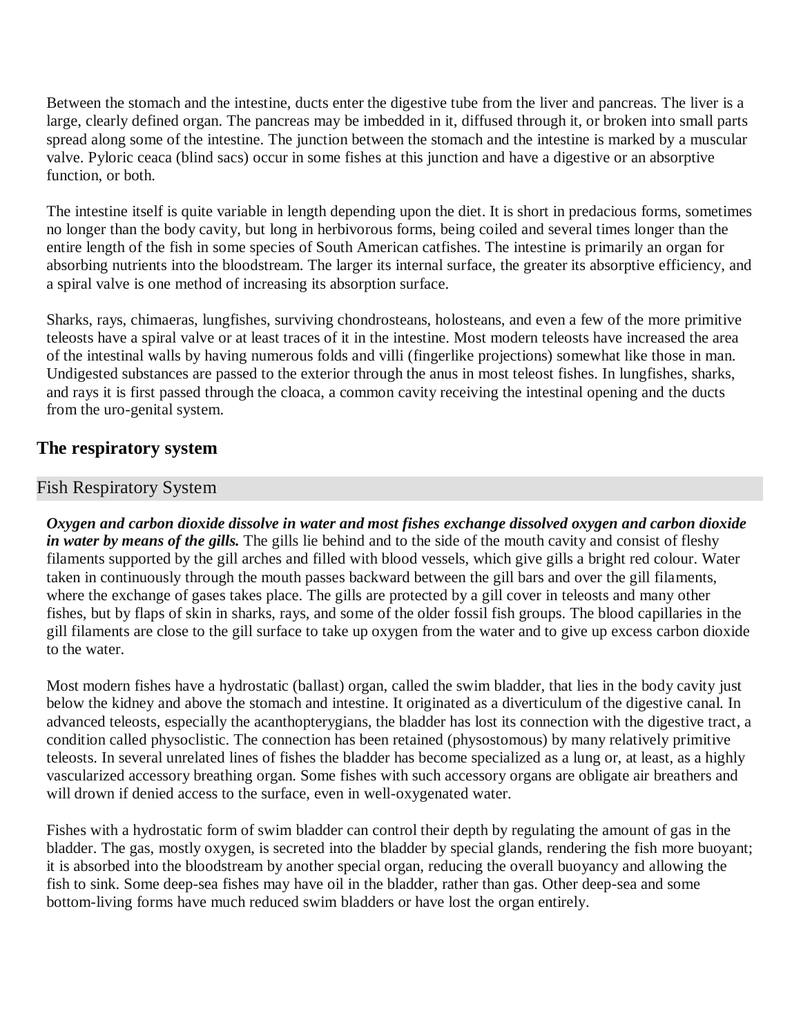Between the stomach and the intestine, ducts enter the digestive tube from the liver and pancreas. The liver is a large, clearly defined organ. The pancreas may be imbedded in it, diffused through it, or broken into small parts spread along some of the intestine. The junction between the stomach and the intestine is marked by a muscular valve. Pyloric ceaca (blind sacs) occur in some fishes at this junction and have a digestive or an absorptive function, or both.

The intestine itself is quite variable in length depending upon the diet. It is short in predacious forms, sometimes no longer than the body cavity, but long in herbivorous forms, being coiled and several times longer than the entire length of the fish in some species of South American catfishes. The intestine is primarily an organ for absorbing nutrients into the bloodstream. The larger its internal surface, the greater its absorptive efficiency, and a spiral valve is one method of increasing its absorption surface.

Sharks, rays, chimaeras, lungfishes, surviving chondrosteans, holosteans, and even a few of the more primitive teleosts have a spiral valve or at least traces of it in the intestine. Most modern teleosts have increased the area of the intestinal walls by having numerous folds and villi (fingerlike projections) somewhat like those in man. Undigested substances are passed to the exterior through the anus in most teleost fishes. In lungfishes, sharks, and rays it is first passed through the cloaca, a common cavity receiving the intestinal opening and the ducts from the uro-genital system.

## The respiratory system

### Fish Respiratory System

***Oxygen and carbon dioxide dissolve in water and most fishes exchange dissolved oxygen and carbon dioxide in water by means of the gills.*** The gills lie behind and to the side of the mouth cavity and consist of fleshy filaments supported by the gill arches and filled with blood vessels, which give gills a bright red colour. Water taken in continuously through the mouth passes backward between the gill bars and over the gill filaments, where the exchange of gases takes place. The gills are protected by a gill cover in teleosts and many other fishes, but by flaps of skin in sharks, rays, and some of the older fossil fish groups. The blood capillaries in the gill filaments are close to the gill surface to take up oxygen from the water and to give up excess carbon dioxide to the water.

Most modern fishes have a hydrostatic (ballast) organ, called the swim bladder, that lies in the body cavity just below the kidney and above the stomach and intestine. It originated as a diverticulum of the digestive canal. In advanced teleosts, especially the acanthopterygians, the bladder has lost its connection with the digestive tract, a condition called physoclistic. The connection has been retained (physostomous) by many relatively primitive teleosts. In several unrelated lines of fishes the bladder has become specialized as a lung or, at least, as a highly vascularized accessory breathing organ. Some fishes with such accessory organs are obligate air breathers and will drown if denied access to the surface, even in well-oxygenated water.

Fishes with a hydrostatic form of swim bladder can control their depth by regulating the amount of gas in the bladder. The gas, mostly oxygen, is secreted into the bladder by special glands, rendering the fish more buoyant; it is absorbed into the bloodstream by another special organ, reducing the overall buoyancy and allowing the fish to sink. Some deep-sea fishes may have oil in the bladder, rather than gas. Other deep-sea and some bottom-living forms have much reduced swim bladders or have lost the organ entirely.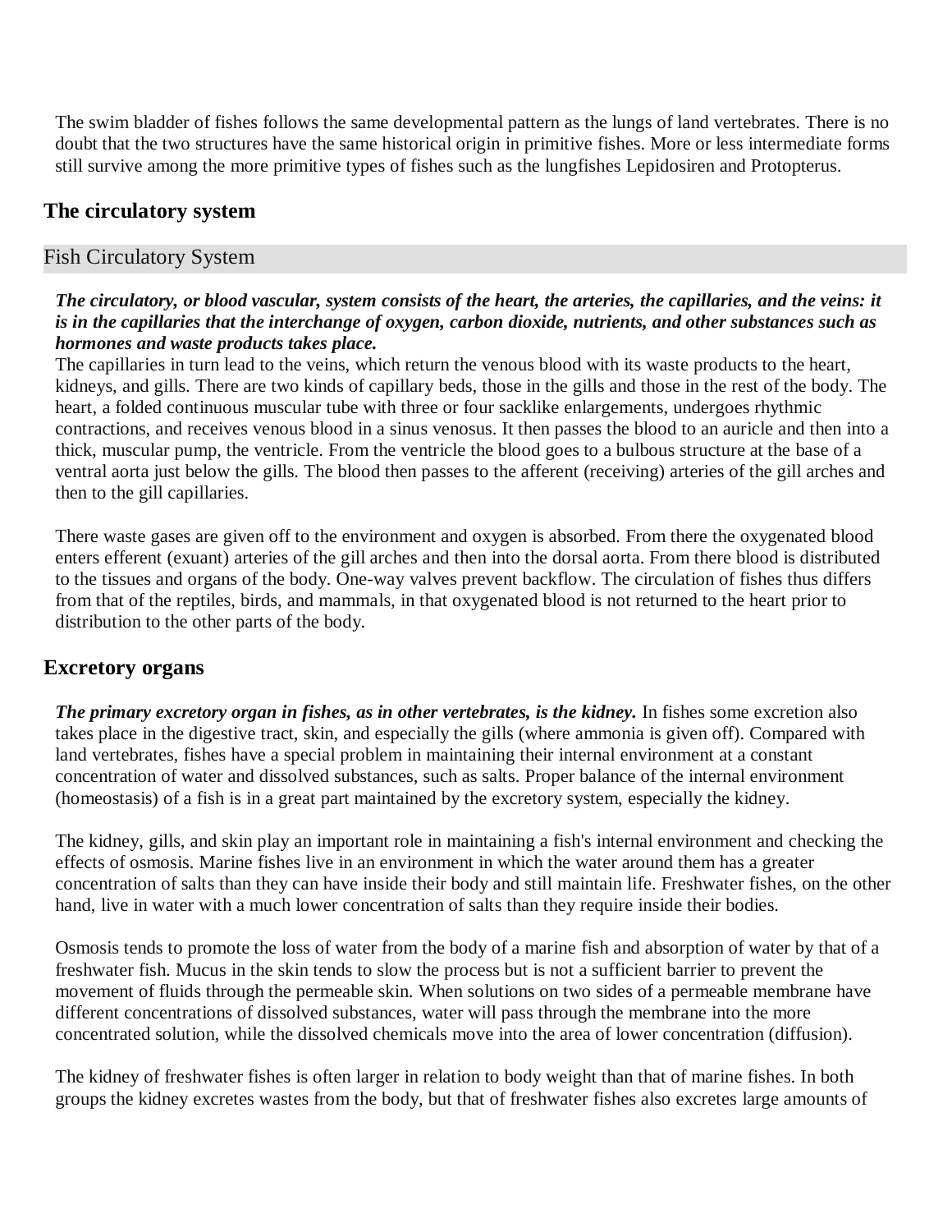The swim bladder of fishes follows the same developmental pattern as the lungs of land vertebrates. There is no doubt that the two structures have the same historical origin in primitive fishes. More or less intermediate forms still survive among the more primitive types of fishes such as the lungfishes Lepidosiren and Protopterus.

## The circulatory system

### Fish Circulatory System

***The circulatory, or blood vascular, system consists of the heart, the arteries, the capillaries, and the veins: it is in the capillaries that the interchange of oxygen, carbon dioxide, nutrients, and other substances such as hormones and waste products takes place.***
The capillaries in turn lead to the veins, which return the venous blood with its waste products to the heart, kidneys, and gills. There are two kinds of capillary beds, those in the gills and those in the rest of the body. The heart, a folded continuous muscular tube with three or four sacklike enlargements, undergoes rhythmic contractions, and receives venous blood in a sinus venosus. It then passes the blood to an auricle and then into a thick, muscular pump, the ventricle. From the ventricle the blood goes to a bulbous structure at the base of a ventral aorta just below the gills. The blood then passes to the afferent (receiving) arteries of the gill arches and then to the gill capillaries.

There waste gases are given off to the environment and oxygen is absorbed. From there the oxygenated blood enters efferent (exuant) arteries of the gill arches and then into the dorsal aorta. From there blood is distributed to the tissues and organs of the body. One-way valves prevent backflow. The circulation of fishes thus differs from that of the reptiles, birds, and mammals, in that oxygenated blood is not returned to the heart prior to distribution to the other parts of the body.

## Excretory organs

***The primary excretory organ in fishes, as in other vertebrates, is the kidney.*** In fishes some excretion also takes place in the digestive tract, skin, and especially the gills (where ammonia is given off). Compared with land vertebrates, fishes have a special problem in maintaining their internal environment at a constant concentration of water and dissolved substances, such as salts. Proper balance of the internal environment (homeostasis) of a fish is in a great part maintained by the excretory system, especially the kidney.

The kidney, gills, and skin play an important role in maintaining a fish's internal environment and checking the effects of osmosis. Marine fishes live in an environment in which the water around them has a greater concentration of salts than they can have inside their body and still maintain life. Freshwater fishes, on the other hand, live in water with a much lower concentration of salts than they require inside their bodies.

Osmosis tends to promote the loss of water from the body of a marine fish and absorption of water by that of a freshwater fish. Mucus in the skin tends to slow the process but is not a sufficient barrier to prevent the movement of fluids through the permeable skin. When solutions on two sides of a permeable membrane have different concentrations of dissolved substances, water will pass through the membrane into the more concentrated solution, while the dissolved chemicals move into the area of lower concentration (diffusion).

The kidney of freshwater fishes is often larger in relation to body weight than that of marine fishes. In both groups the kidney excretes wastes from the body, but that of freshwater fishes also excretes large amounts of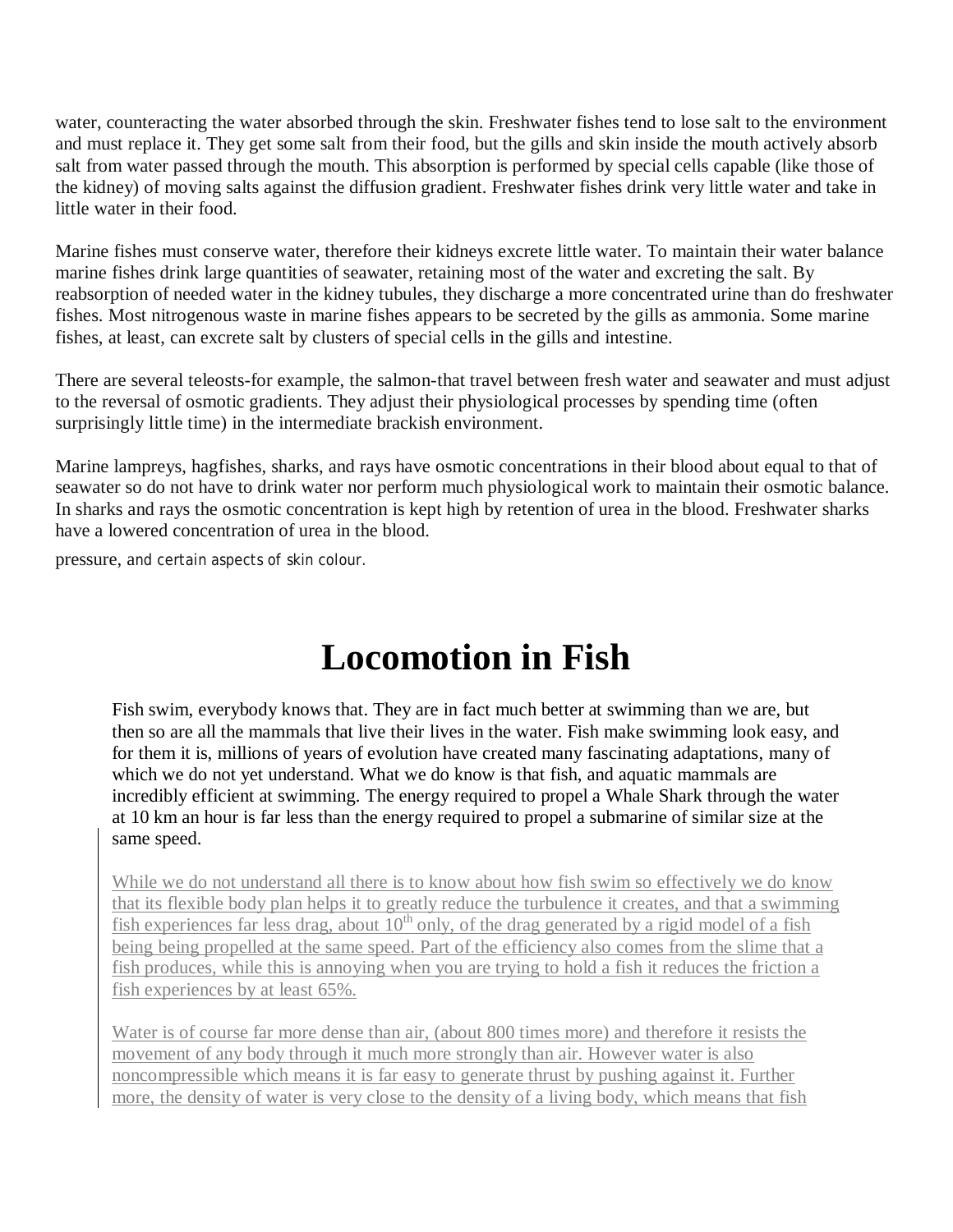water, counteracting the water absorbed through the skin. Freshwater fishes tend to lose salt to the environment and must replace it. They get some salt from their food, but the gills and skin inside the mouth actively absorb salt from water passed through the mouth. This absorption is performed by special cells capable (like those of the kidney) of moving salts against the diffusion gradient. Freshwater fishes drink very little water and take in little water in their food.

Marine fishes must conserve water, therefore their kidneys excrete little water. To maintain their water balance marine fishes drink large quantities of seawater, retaining most of the water and excreting the salt. By reabsorption of needed water in the kidney tubules, they discharge a more concentrated urine than do freshwater fishes. Most nitrogenous waste in marine fishes appears to be secreted by the gills as ammonia. Some marine fishes, at least, can excrete salt by clusters of special cells in the gills and intestine.

There are several teleosts-for example, the salmon-that travel between fresh water and seawater and must adjust to the reversal of osmotic gradients. They adjust their physiological processes by spending time (often surprisingly little time) in the intermediate brackish environment.

Marine lampreys, hagfishes, sharks, and rays have osmotic concentrations in their blood about equal to that of seawater so do not have to drink water nor perform much physiological work to maintain their osmotic balance. In sharks and rays the osmotic concentration is kept high by retention of urea in the blood. Freshwater sharks have a lowered concentration of urea in the blood.

pressure, and certain aspects of skin colour.

# Locomotion in Fish

Fish swim, everybody knows that. They are in fact much better at swimming than we are, but then so are all the mammals that live their lives in the water. Fish make swimming look easy, and for them it is, millions of years of evolution have created many fascinating adaptations, many of which we do not yet understand. What we do know is that fish, and aquatic mammals are incredibly efficient at swimming. The energy required to propel a Whale Shark through the water at 10 km an hour is far less than the energy required to propel a submarine of similar size at the same speed.

While we do not understand all there is to know about how fish swim so effectively we do know that its flexible body plan helps it to greatly reduce the turbulence it creates, and that a swimming fish experiences far less drag, about $10^{th}$ only, of the drag generated by a rigid model of a fish being being propelled at the same speed. Part of the efficiency also comes from the slime that a fish produces, while this is annoying when you are trying to hold a fish it reduces the friction a fish experiences by at least 65%.

Water is of course far more dense than air, (about 800 times more) and therefore it resists the movement of any body through it much more strongly than air. However water is also noncompressible which means it is far easy to generate thrust by pushing against it. Further more, the density of water is very close to the density of a living body, which means that fish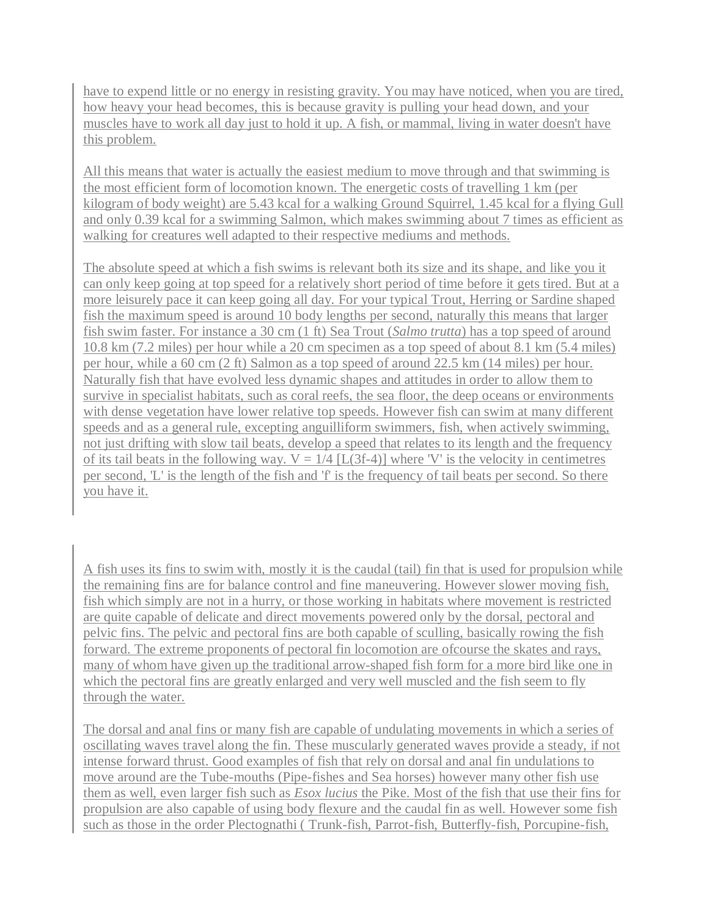have to expend little or no energy in resisting gravity. You may have noticed, when you are tired, how heavy your head becomes, this is because gravity is pulling your head down, and your muscles have to work all day just to hold it up. A fish, or mammal, living in water doesn't have this problem.

All this means that water is actually the easiest medium to move through and that swimming is the most efficient form of locomotion known. The energetic costs of travelling 1 km (per kilogram of body weight) are 5.43 kcal for a walking Ground Squirrel, 1.45 kcal for a flying Gull and only 0.39 kcal for a swimming Salmon, which makes swimming about 7 times as efficient as walking for creatures well adapted to their respective mediums and methods.

The absolute speed at which a fish swims is relevant both its size and its shape, and like you it can only keep going at top speed for a relatively short period of time before it gets tired. But at a more leisurely pace it can keep going all day. For your typical Trout, Herring or Sardine shaped fish the maximum speed is around 10 body lengths per second, naturally this means that larger fish swim faster. For instance a 30 cm (1 ft) Sea Trout (*Salmo trutta*) has a top speed of around 10.8 km (7.2 miles) per hour while a 20 cm specimen as a top speed of about 8.1 km (5.4 miles) per hour, while a 60 cm (2 ft) Salmon as a top speed of around 22.5 km (14 miles) per hour. Naturally fish that have evolved less dynamic shapes and attitudes in order to allow them to survive in specialist habitats, such as coral reefs, the sea floor, the deep oceans or environments with dense vegetation have lower relative top speeds. However fish can swim at many different speeds and as a general rule, excepting anguilliform swimmers, fish, when actively swimming, not just drifting with slow tail beats, develop a speed that relates to its length and the frequency of its tail beats in the following way. $V = 1/4\ [L(3f-4)]$ where 'V' is the velocity in centimetres per second, 'L' is the length of the fish and 'f' is the frequency of tail beats per second. So there you have it.

A fish uses its fins to swim with, mostly it is the caudal (tail) fin that is used for propulsion while the remaining fins are for balance control and fine maneuvering. However slower moving fish, fish which simply are not in a hurry, or those working in habitats where movement is restricted are quite capable of delicate and direct movements powered only by the dorsal, pectoral and pelvic fins. The pelvic and pectoral fins are both capable of sculling, basically rowing the fish forward. The extreme proponents of pectoral fin locomotion are ofcourse the skates and rays, many of whom have given up the traditional arrow-shaped fish form for a more bird like one in which the pectoral fins are greatly enlarged and very well muscled and the fish seem to fly through the water.

The dorsal and anal fins or many fish are capable of undulating movements in which a series of oscillating waves travel along the fin. These muscularly generated waves provide a steady, if not intense forward thrust. Good examples of fish that rely on dorsal and anal fin undulations to move around are the Tube-mouths (Pipe-fishes and Sea horses) however many other fish use them as well, even larger fish such as *Esox lucius* the Pike. Most of the fish that use their fins for propulsion are also capable of using body flexure and the caudal fin as well. However some fish such as those in the order Plectognathi ( Trunk-fish, Parrot-fish, Butterfly-fish, Porcupine-fish,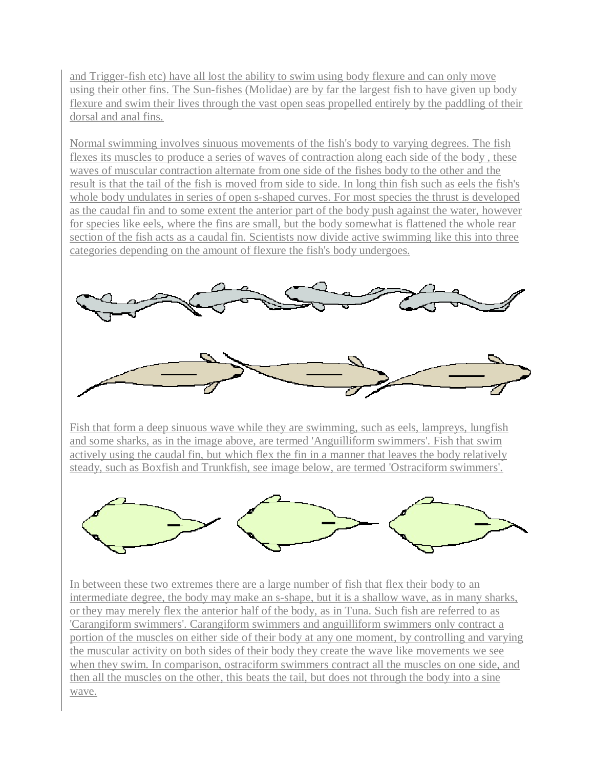and Trigger-fish etc) have all lost the ability to swim using body flexure and can only move using their other fins. The Sun-fishes (Molidae) are by far the largest fish to have given up body flexure and swim their lives through the vast open seas propelled entirely by the paddling of their dorsal and anal fins.

Normal swimming involves sinuous movements of the fish's body to varying degrees. The fish flexes its muscles to produce a series of waves of contraction along each side of the body , these waves of muscular contraction alternate from one side of the fishes body to the other and the result is that the tail of the fish is moved from side to side. In long thin fish such as eels the fish's whole body undulates in series of open s-shaped curves. For most species the thrust is developed as the caudal fin and to some extent the anterior part of the body push against the water, however for species like eels, where the fins are small, but the body somewhat is flattened the whole rear section of the fish acts as a caudal fin. Scientists now divide active swimming like this into three categories depending on the amount of flexure the fish's body undergoes.

Fish that form a deep sinuous wave while they are swimming, such as eels, lampreys, lungfish and some sharks, as in the image above, are termed 'Anguilliform swimmers'. Fish that swim actively using the caudal fin, but which flex the fin in a manner that leaves the body relatively steady, such as Boxfish and Trunkfish, see image below, are termed 'Ostraciform swimmers'.

In between these two extremes there are a large number of fish that flex their body to an intermediate degree, the body may make an s-shape, but it is a shallow wave, as in many sharks, or they may merely flex the anterior half of the body, as in Tuna. Such fish are referred to as 'Carangiform swimmers'. Carangiform swimmers and anguilliform swimmers only contract a portion of the muscles on either side of their body at any one moment, by controlling and varying the muscular activity on both sides of their body they create the wave like movements we see when they swim. In comparison, ostraciform swimmers contract all the muscles on one side, and then all the muscles on the other, this beats the tail, but does not through the body into a sine wave.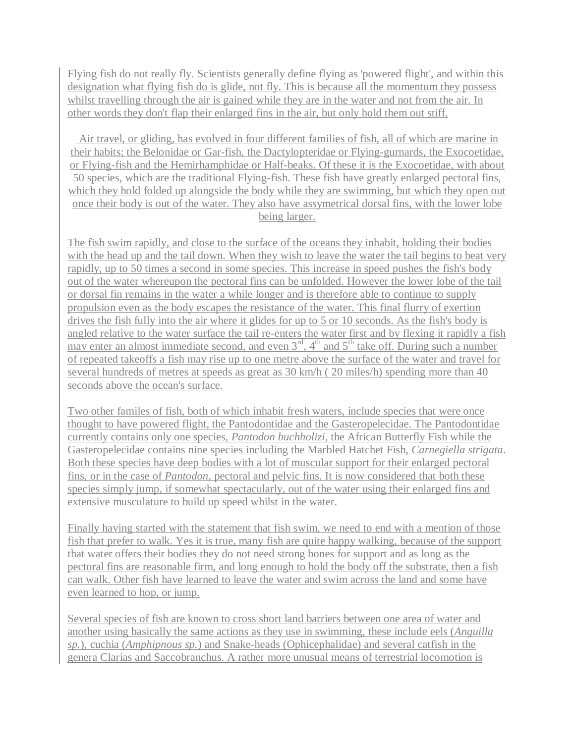Flying fish do not really fly. Scientists generally define flying as 'powered flight', and within this designation what flying fish do is glide, not fly. This is because all the momentum they possess whilst travelling through the air is gained while they are in the water and not from the air. In other words they don't flap their enlarged fins in the air, but only hold them out stiff.

Air travel, or gliding, has evolved in four different families of fish, all of which are marine in their habits; the Belonidae or Gar-fish, the Dactylopteridae or Flying-gurnards, the Exocoetidae, or Flying-fish and the Hemirhamphidae or Half-beaks. Of these it is the Exocoetidae, with about 50 species, which are the traditional Flying-fish. These fish have greatly enlarged pectoral fins, which they hold folded up alongside the body while they are swimming, but which they open out once their body is out of the water. They also have assymetrical dorsal fins, with the lower lobe being larger.

The fish swim rapidly, and close to the surface of the oceans they inhabit, holding their bodies with the head up and the tail down. When they wish to leave the water the tail begins to beat very rapidly, up to 50 times a second in some species. This increase in speed pushes the fish's body out of the water whereupon the pectoral fins can be unfolded. However the lower lobe of the tail or dorsal fin remains in the water a while longer and is therefore able to continue to supply propulsion even as the body escapes the resistance of the water. This final flurry of exertion drives the fish fully into the air where it glides for up to 5 or 10 seconds. As the fish's body is angled relative to the water surface the tail re-enters the water first and by flexing it rapidly a fish may enter an almost immediate second, and even 3$^{rd}$, 4$^{th}$ and 5$^{th}$ take off. During such a number of repeated takeoffs a fish may rise up to one metre above the surface of the water and travel for several hundreds of metres at speeds as great as 30 km/h ( 20 miles/h) spending more than 40 seconds above the ocean's surface.

Two other familes of fish, both of which inhabit fresh waters, include species that were once thought to have powered flight, the Pantodontidae and the Gasteropelecidae. The Pantodontidae currently contains only one species, *Pantodon buchholizi*, the African Butterfly Fish while the Gasteropelecidae contains nine species including the Marbled Hatchet Fish, *Carnegiella strigata*. Both these species have deep bodies with a lot of muscular support for their enlarged pectoral fins, or in the case of *Pantodon*, pectoral and pelvic fins. It is now considered that both these species simply jump, if somewhat spectacularly, out of the water using their enlarged fins and extensive musculature to build up speed whilst in the water.

Finally having started with the statement that fish swim, we need to end with a mention of those fish that prefer to walk. Yes it is true, many fish are quite happy walking, because of the support that water offers their bodies they do not need strong bones for support and as long as the pectoral fins are reasonable firm, and long enough to hold the body off the substrate, then a fish can walk. Other fish have learned to leave the water and swim across the land and some have even learned to hop, or jump.

Several species of fish are known to cross short land barriers between one area of water and another using basically the same actions as they use in swimming, these include eels (*Anguilla sp.*), cuchia (*Amphipnous sp.*) and Snake-heads (Ophicephalidae) and several catfish in the genera Clarias and Saccobranchus. A rather more unusual means of terrestrial locomotion is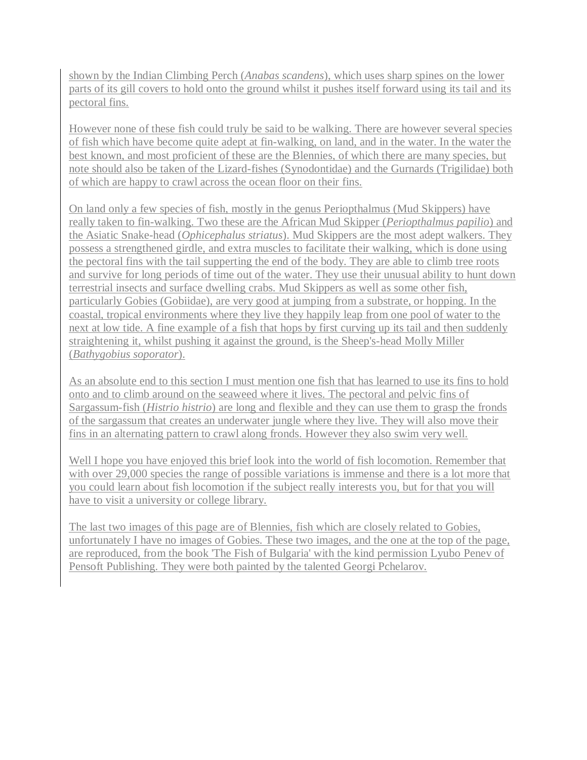shown by the Indian Climbing Perch (*Anabas scandens*), which uses sharp spines on the lower parts of its gill covers to hold onto the ground whilst it pushes itself forward using its tail and its pectoral fins.

However none of these fish could truly be said to be walking. There are however several species of fish which have become quite adept at fin-walking, on land, and in the water. In the water the best known, and most proficient of these are the Blennies, of which there are many species, but note should also be taken of the Lizard-fishes (Synodontidae) and the Gurnards (Trigilidae) both of which are happy to crawl across the ocean floor on their fins.

On land only a few species of fish, mostly in the genus Periopthalmus (Mud Skippers) have really taken to fin-walking. Two these are the African Mud Skipper (*Periopthalmus papilio*) and the Asiatic Snake-head (*Ophicephalus striatus*). Mud Skippers are the most adept walkers. They possess a strengthened girdle, and extra muscles to facilitate their walking, which is done using the pectoral fins with the tail supperting the end of the body. They are able to climb tree roots and survive for long periods of time out of the water. They use their unusual ability to hunt down terrestrial insects and surface dwelling crabs. Mud Skippers as well as some other fish, particularly Gobies (Gobiidae), are very good at jumping from a substrate, or hopping. In the coastal, tropical environments where they live they happily leap from one pool of water to the next at low tide. A fine example of a fish that hops by first curving up its tail and then suddenly straightening it, whilst pushing it against the ground, is the Sheep's-head Molly Miller (*Bathygobius soporator*).

As an absolute end to this section I must mention one fish that has learned to use its fins to hold onto and to climb around on the seaweed where it lives. The pectoral and pelvic fins of Sargassum-fish (*Histrio histrio*) are long and flexible and they can use them to grasp the fronds of the sargassum that creates an underwater jungle where they live. They will also move their fins in an alternating pattern to crawl along fronds. However they also swim very well.

Well I hope you have enjoyed this brief look into the world of fish locomotion. Remember that with over 29,000 species the range of possible variations is immense and there is a lot more that you could learn about fish locomotion if the subject really interests you, but for that you will have to visit a university or college library.

The last two images of this page are of Blennies, fish which are closely related to Gobies, unfortunately I have no images of Gobies. These two images, and the one at the top of the page, are reproduced, from the book 'The Fish of Bulgaria' with the kind permission Lyubo Penev of Pensoft Publishing. They were both painted by the talented Georgi Pchelarov.